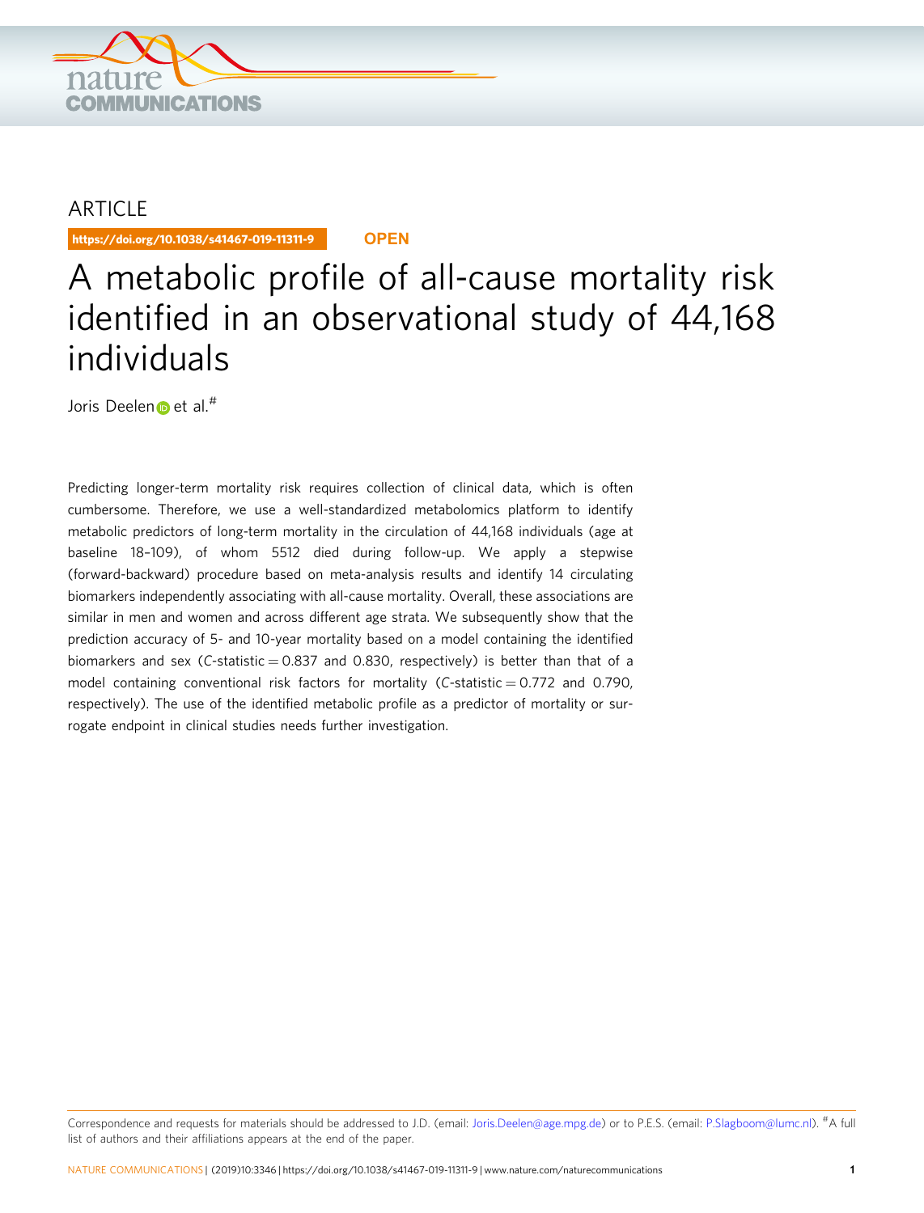ARTICLE

https://doi.org/10.1038/s41467-019-11311-9

OPEN

# A metabolic profile of all-cause mortality risk identified in an observational study of 44,168 individuals

Joris Deelen et al.#

Predicting longer-term mortality risk requires collection of clinical data, which is often cumbersome. Therefore, we use a well-standardized metabolomics platform to identify metabolic predictors of long-term mortality in the circulation of 44,168 individuals (age at baseline 18–109), of whom 5512 died during follow-up. We apply a stepwise (forward-backward) procedure based on meta-analysis results and identify 14 circulating biomarkers independently associating with all-cause mortality. Overall, these associations are similar in men and women and across different age strata. We subsequently show that the prediction accuracy of 5- and 10-year mortality based on a model containing the identified biomarkers and sex (*C*-statistic = 0.837 and 0.830, respectively) is better than that of a model containing conventional risk factors for mortality (*C*-statistic = 0.772 and 0.790, respectively). The use of the identified metabolic profile as a predictor of mortality or surrogate endpoint in clinical studies needs further investigation.

Correspondence and requests for materials should be addressed to J.D. (email: Joris.Deelen@age.mpg.de) or to P.E.S. (email: P.Slagboom@lumc.nl). #A full list of authors and their affiliations appears at the end of the paper.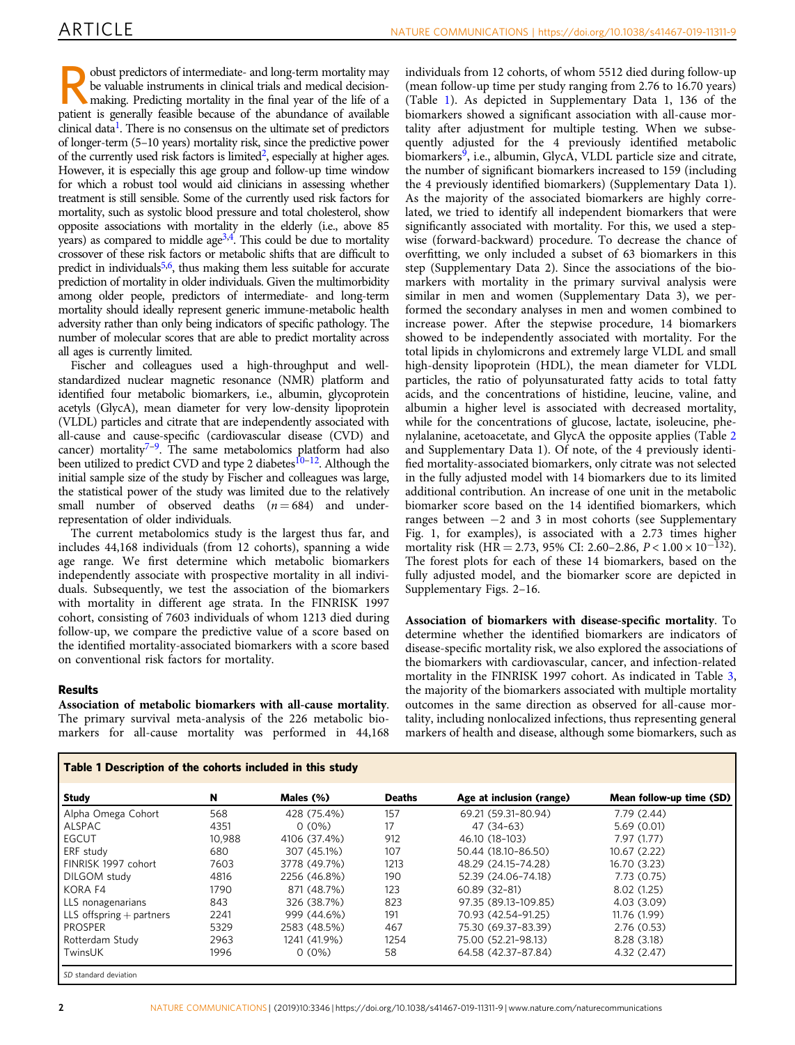Robust predictors of intermediate- and long-term mortality may be valuable instruments in clinical trials and medical decision-making. Predicting mortality in the final year of the life of a patient is generally feasible because of the abundance of available clinical data[1]. There is no consensus on the ultimate set of predictors of longer-term (5–10 years) mortality risk, since the predictive power of the currently used risk factors is limited[2], especially at higher ages. However, it is especially this age group and follow-up time window for which a robust tool would aid clinicians in assessing whether treatment is still sensible. Some of the currently used risk factors for mortality, such as systolic blood pressure and total cholesterol, show opposite associations with mortality in the elderly (i.e., above 85 years) as compared to middle age[3,4]. This could be due to mortality crossover of these risk factors or metabolic shifts that are difficult to predict in individuals[5,6], thus making them less suitable for accurate prediction of mortality in older individuals. Given the multimorbidity among older people, predictors of intermediate- and long-term mortality should ideally represent generic immune-metabolic health adversity rather than only being indicators of specific pathology. The number of molecular scores that are able to predict mortality across all ages is currently limited.

Fischer and colleagues used a high-throughput and well-standardized nuclear magnetic resonance (NMR) platform and identified four metabolic biomarkers, i.e., albumin, glycoprotein acetyls (GlycA), mean diameter for very low-density lipoprotein (VLDL) particles and citrate that are independently associated with all-cause and cause-specific (cardiovascular disease (CVD) and cancer) mortality[7–9]. The same metabolomics platform had also been utilized to predict CVD and type 2 diabetes[10–12]. Although the initial sample size of the study by Fischer and colleagues was large, the statistical power of the study was limited due to the relatively small number of observed deaths ($n = 684$) and under-representation of older individuals.

The current metabolomics study is the largest thus far, and includes 44,168 individuals (from 12 cohorts), spanning a wide age range. We first determine which metabolic biomarkers independently associate with prospective mortality in all individuals. Subsequently, we test the association of the biomarkers with mortality in different age strata. In the FINRISK 1997 cohort, consisting of 7603 individuals of whom 1213 died during follow-up, we compare the predictive value of a score based on the identified mortality-associated biomarkers with a score based on conventional risk factors for mortality.

## Results

**Association of metabolic biomarkers with all-cause mortality**. The primary survival meta-analysis of the 226 metabolic biomarkers for all-cause mortality was performed in 44,168 individuals from 12 cohorts, of whom 5512 died during follow-up (mean follow-up time per study ranging from 2.76 to 16.70 years) (Table 1). As depicted in Supplementary Data 1, 136 of the biomarkers showed a significant association with all-cause mortality after adjustment for multiple testing. When we subsequently adjusted for the 4 previously identified metabolic biomarkers[9], i.e., albumin, GlycA, VLDL particle size and citrate, the number of significant biomarkers increased to 159 (including the 4 previously identified biomarkers) (Supplementary Data 1). As the majority of the associated biomarkers are highly correlated, we tried to identify all independent biomarkers that were significantly associated with mortality. For this, we used a stepwise (forward-backward) procedure. To decrease the chance of overfitting, we only included a subset of 63 biomarkers in this step (Supplementary Data 2). Since the associations of the biomarkers with mortality in the primary survival analysis were similar in men and women (Supplementary Data 3), we performed the secondary analyses in men and women combined to increase power. After the stepwise procedure, 14 biomarkers showed to be independently associated with mortality. For the total lipids in chylomicrons and extremely large VLDL and small high-density lipoprotein (HDL), the mean diameter for VLDL particles, the ratio of polyunsaturated fatty acids to total fatty acids, and the concentrations of histidine, leucine, valine, and albumin a higher level is associated with decreased mortality, while for the concentrations of glucose, lactate, isoleucine, phenylalanine, acetoacetate, and GlycA the opposite applies (Table 2 and Supplementary Data 1). Of note, of the 4 previously identified mortality-associated biomarkers, only citrate was not selected in the fully adjusted model with 14 biomarkers due to its limited additional contribution. An increase of one unit in the metabolic biomarker score based on the 14 identified biomarkers, which ranges between −2 and 3 in most cohorts (see Supplementary Fig. 1, for examples), is associated with a 2.73 times higher mortality risk (HR = 2.73, 95% CI: 2.60–2.86, $P < 1.00 \times 10^{-132}$). The forest plots for each of these 14 biomarkers, based on the fully adjusted model, and the biomarker score are depicted in Supplementary Figs. 2–16.

**Association of biomarkers with disease-specific mortality**. To determine whether the identified biomarkers are indicators of disease-specific mortality risk, we also explored the associations of the biomarkers with cardiovascular, cancer, and infection-related mortality in the FINRISK 1997 cohort. As indicated in Table 3, the majority of the biomarkers associated with multiple mortality outcomes in the same direction as observed for all-cause mortality, including nonlocalized infections, thus representing general markers of health and disease, although some biomarkers, such as

**Table 1 Description of the cohorts included in this study**

| Study | N | Males (%) | Deaths | Age at inclusion (range) | Mean follow-up time (SD) |
|---|---|---|---|---|---|
| Alpha Omega Cohort | 568 | 428 (75.4%) | 157 | 69.21 (59.31–80.94) | 7.79 (2.44) |
| ALSPAC | 4351 | 0 (0%) | 17 | 47 (34–63) | 5.69 (0.01) |
| EGCUT | 10,988 | 4106 (37.4%) | 912 | 46.10 (18–103) | 7.97 (1.77) |
| ERF study | 680 | 307 (45.1%) | 107 | 50.44 (18.10–86.50) | 10.67 (2.22) |
| FINRISK 1997 cohort | 7603 | 3778 (49.7%) | 1213 | 48.29 (24.15–74.28) | 16.70 (3.23) |
| DILGOM study | 4816 | 2256 (46.8%) | 190 | 52.39 (24.06–74.18) | 7.73 (0.75) |
| KORA F4 | 1790 | 871 (48.7%) | 123 | 60.89 (32–81) | 8.02 (1.25) |
| LLS nonagenarians | 843 | 326 (38.7%) | 823 | 97.35 (89.13–109.85) | 4.03 (3.09) |
| LLS offspring + partners | 2241 | 999 (44.6%) | 191 | 70.93 (42.54–91.25) | 11.76 (1.99) |
| PROSPER | 5329 | 2583 (48.5%) | 467 | 75.30 (69.37–83.39) | 2.76 (0.53) |
| Rotterdam Study | 2963 | 1241 (41.9%) | 1254 | 75.00 (52.21–98.13) | 8.28 (3.18) |
| TwinsUK | 1996 | 0 (0%) | 58 | 64.58 (42.37–87.84) | 4.32 (2.47) |

SD standard deviation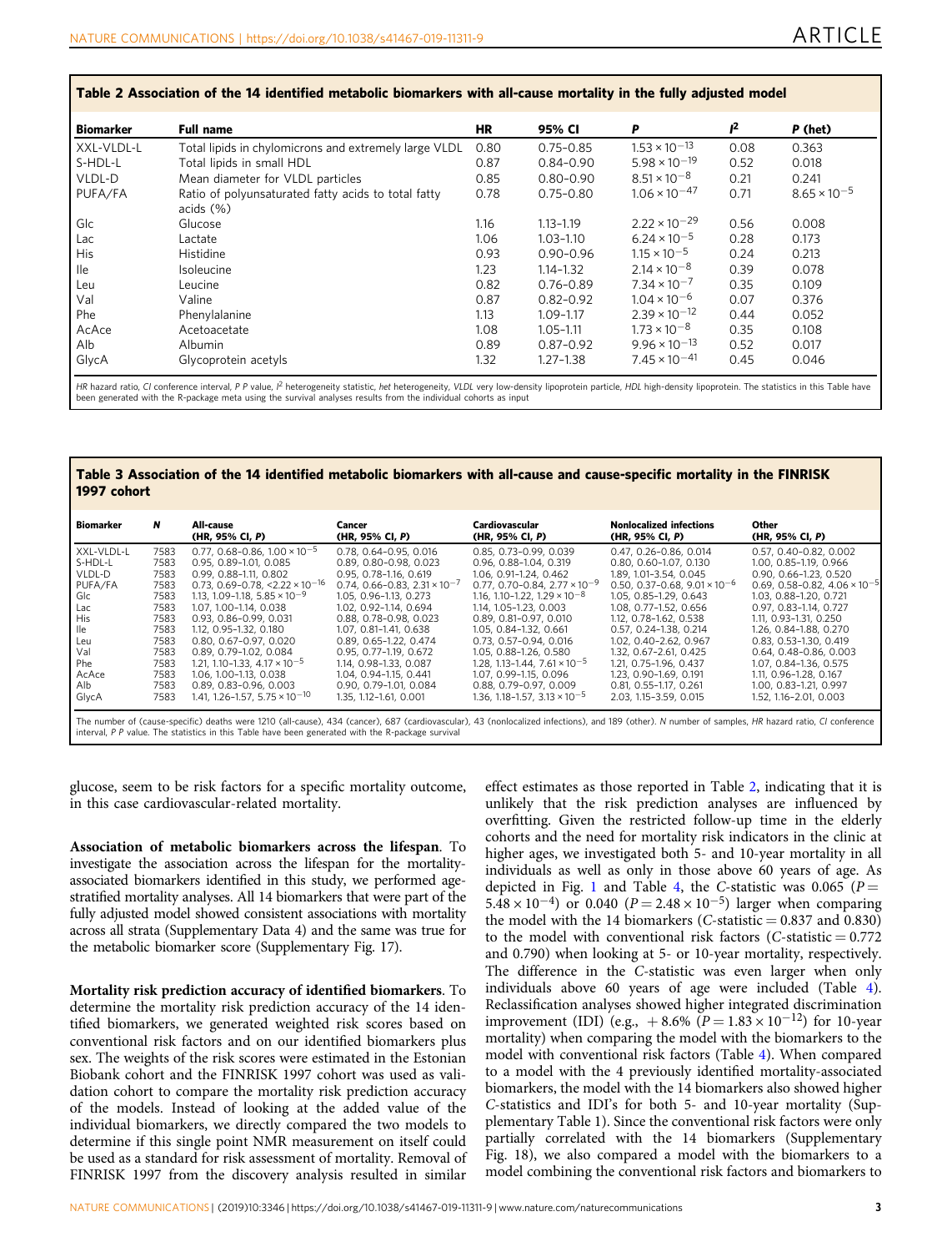**Table 2 Association of the 14 identified metabolic biomarkers with all-cause mortality in the fully adjusted model**

| Biomarker | Full name | HR | 95% CI | P | $I^2$ | P (het) |
|---|---|---|---|---|---|---|
| XXL-VLDL-L | Total lipids in chylomicrons and extremely large VLDL | 0.80 | 0.75–0.85 | $1.53 \times 10^{-13}$ | 0.08 | 0.363 |
| S-HDL-L | Total lipids in small HDL | 0.87 | 0.84–0.90 | $5.98 \times 10^{-19}$ | 0.52 | 0.018 |
| VLDL-D | Mean diameter for VLDL particles | 0.85 | 0.80–0.90 | $8.51 \times 10^{-8}$ | 0.21 | 0.241 |
| PUFA/FA | Ratio of polyunsaturated fatty acids to total fatty acids (%) | 0.78 | 0.75–0.80 | $1.06 \times 10^{-47}$ | 0.71 | $8.65 \times 10^{-5}$ |
| Glc | Glucose | 1.16 | 1.13–1.19 | $2.22 \times 10^{-29}$ | 0.56 | 0.008 |
| Lac | Lactate | 1.06 | 1.03–1.10 | $6.24 \times 10^{-5}$ | 0.28 | 0.173 |
| His | Histidine | 0.93 | 0.90–0.96 | $1.15 \times 10^{-5}$ | 0.24 | 0.213 |
| Ile | Isoleucine | 1.23 | 1.14–1.32 | $2.14 \times 10^{-8}$ | 0.39 | 0.078 |
| Leu | Leucine | 0.82 | 0.76–0.89 | $7.34 \times 10^{-7}$ | 0.35 | 0.109 |
| Val | Valine | 0.87 | 0.82–0.92 | $1.04 \times 10^{-6}$ | 0.07 | 0.376 |
| Phe | Phenylalanine | 1.13 | 1.09–1.17 | $2.39 \times 10^{-12}$ | 0.44 | 0.052 |
| AcAce | Acetoacetate | 1.08 | 1.05–1.11 | $1.73 \times 10^{-8}$ | 0.35 | 0.108 |
| Alb | Albumin | 0.89 | 0.87–0.92 | $9.96 \times 10^{-13}$ | 0.52 | 0.017 |
| GlycA | Glycoprotein acetyls | 1.32 | 1.27–1.38 | $7.45 \times 10^{-41}$ | 0.45 | 0.046 |

HR hazard ratio, CI conference interval, P P value, $I^2$ heterogeneity statistic, het heterogeneity, VLDL very low-density lipoprotein particle, HDL high-density lipoprotein. The statistics in this Table have been generated with the R-package meta using the survival analyses results from the individual cohorts as input

**Table 3 Association of the 14 identified metabolic biomarkers with all-cause and cause-specific mortality in the FINRISK 1997 cohort**

| Biomarker | N | All-cause (HR, 95% CI, P) | Cancer (HR, 95% CI, P) | Cardiovascular (HR, 95% CI, P) | Nonlocalized infections (HR, 95% CI, P) | Other (HR, 95% CI, P) |
|---|---|---|---|---|---|---|
| XXL-VLDL-L | 7583 | 0.77, 0.68–0.86, $1.00 \times 10^{-5}$ | 0.78, 0.64–0.95, 0.016 | 0.85, 0.73–0.99, 0.039 | 0.47, 0.26–0.86, 0.014 | 0.57, 0.40–0.82, 0.002 |
| S-HDL-L | 7583 | 0.95, 0.89–1.01, 0.085 | 0.89, 0.80–0.98, 0.023 | 0.96, 0.88–1.04, 0.319 | 0.80, 0.60–1.07, 0.130 | 1.00, 0.85–1.19, 0.966 |
| VLDL-D | 7583 | 0.99, 0.88–1.11, 0.802 | 0.95, 0.78–1.16, 0.619 | 1.06, 0.91–1.24, 0.462 | 1.89, 1.01–3.54, 0.045 | 0.90, 0.66–1.23, 0.520 |
| PUFA/FA | 7583 | 0.73, 0.69–0.78, $<2.22 \times 10^{-16}$ | 0.74, 0.66–0.83, $2.31 \times 10^{-7}$ | 0.77, 0.70–0.84, $2.77 \times 10^{-9}$ | 0.50, 0.37–0.68, $9.01 \times 10^{-6}$ | 0.69, 0.58–0.82, $4.06 \times 10^{-5}$ |
| Glc | 7583 | 1.13, 1.09–1.18, $5.85 \times 10^{-9}$ | 1.05, 0.96–1.13, 0.273 | 1.16, 1.10–1.22, $1.29 \times 10^{-8}$ | 1.05, 0.85–1.29, 0.643 | 1.03, 0.88–1.20, 0.721 |
| Lac | 7583 | 1.07, 1.00–1.14, 0.038 | 1.02, 0.92–1.14, 0.694 | 1.14, 1.05–1.23, 0.003 | 1.08, 0.77–1.52, 0.656 | 0.97, 0.83–1.14, 0.727 |
| His | 7583 | 0.93, 0.86–0.99, 0.031 | 0.88, 0.78–0.98, 0.023 | 0.89, 0.81–0.97, 0.010 | 1.12, 0.78–1.62, 0.538 | 1.11, 0.93–1.31, 0.250 |
| Ile | 7583 | 1.12, 0.95–1.32, 0.180 | 1.07, 0.81–1.41, 0.638 | 1.05, 0.84–1.32, 0.661 | 0.57, 0.24–1.38, 0.214 | 1.26, 0.84–1.88, 0.270 |
| Leu | 7583 | 0.80, 0.67–0.97, 0.020 | 0.89, 0.65–1.22, 0.474 | 0.73, 0.57–0.94, 0.016 | 1.02, 0.40–2.62, 0.967 | 0.83, 0.53–1.30, 0.419 |
| Val | 7583 | 0.89, 0.79–1.02, 0.084 | 0.95, 0.77–1.19, 0.672 | 1.05, 0.88–1.26, 0.580 | 1.32, 0.67–2.61, 0.425 | 0.64, 0.48–0.86, 0.003 |
| Phe | 7583 | 1.21, 1.10–1.33, $4.17 \times 10^{-5}$ | 1.14, 0.98–1.33, 0.087 | 1.28, 1.13–1.44, $7.61 \times 10^{-5}$ | 1.21, 0.75–1.96, 0.437 | 1.07, 0.84–1.36, 0.575 |
| AcAce | 7583 | 1.06, 1.00–1.13, 0.038 | 1.04, 0.94–1.15, 0.441 | 1.07, 0.99–1.15, 0.096 | 1.23, 0.90–1.69, 0.191 | 1.11, 0.96–1.28, 0.167 |
| Alb | 7583 | 0.89, 0.83–0.96, 0.003 | 0.90, 0.79–1.01, 0.084 | 0.88, 0.79–0.97, 0.009 | 0.81, 0.55–1.17, 0.261 | 1.00, 0.83–1.21, 0.997 |
| GlycA | 7583 | 1.41, 1.26–1.57, $5.75 \times 10^{-10}$ | 1.35, 1.12–1.61, 0.001 | 1.36, 1.18–1.57, $3.13 \times 10^{-5}$ | 2.03, 1.15–3.59, 0.015 | 1.52, 1.16–2.01, 0.003 |

The number of (cause-specific) deaths were 1210 (all-cause), 434 (cancer), 687 (cardiovascular), 43 (nonlocalized infections), and 189 (other). N number of samples, HR hazard ratio, CI conference interval, P P value. The statistics in this Table have been generated with the R-package survival

glucose, seem to be risk factors for a specific mortality outcome, in this case cardiovascular-related mortality.

**Association of metabolic biomarkers across the lifespan**. To investigate the association across the lifespan for the mortality-associated biomarkers identified in this study, we performed age-stratified mortality analyses. All 14 biomarkers that were part of the fully adjusted model showed consistent associations with mortality across all strata (Supplementary Data 4) and the same was true for the metabolic biomarker score (Supplementary Fig. 17).

**Mortality risk prediction accuracy of identified biomarkers**. To determine the mortality risk prediction accuracy of the 14 identified biomarkers, we generated weighted risk scores based on conventional risk factors and on our identified biomarkers plus sex. The weights of the risk scores were estimated in the Estonian Biobank cohort and the FINRISK 1997 cohort was used as validation cohort to compare the mortality risk prediction accuracy of the models. Instead of looking at the added value of the individual biomarkers, we directly compared the two models to determine if this single point NMR measurement on itself could be used as a standard for risk assessment of mortality. Removal of FINRISK 1997 from the discovery analysis resulted in similar effect estimates as those reported in Table 2, indicating that it is unlikely that the risk prediction analyses are influenced by overfitting. Given the restricted follow-up time in the elderly cohorts and the need for mortality risk indicators in the clinic at higher ages, we investigated both 5- and 10-year mortality in all individuals as well as only in those above 60 years of age. As depicted in Fig. 1 and Table 4, the C-statistic was 0.065 ($P = 5.48 \times 10^{-4}$) or 0.040 ($P = 2.48 \times 10^{-5}$) larger when comparing the model with the 14 biomarkers (C-statistic = 0.837 and 0.830) to the model with conventional risk factors (C-statistic = 0.772 and 0.790) when looking at 5- or 10-year mortality, respectively. The difference in the C-statistic was even larger when only individuals above 60 years of age were included (Table 4). Reclassification analyses showed higher integrated discrimination improvement (IDI) (e.g., +8.6% ($P = 1.83 \times 10^{-12}$) for 10-year mortality) when comparing the model with the biomarkers to the model with conventional risk factors (Table 4). When compared to a model with the 4 previously identified mortality-associated biomarkers, the model with the 14 biomarkers also showed higher C-statistics and IDI's for both 5- and 10-year mortality (Supplementary Table 1). Since the conventional risk factors were only partially correlated with the 14 biomarkers (Supplementary Fig. 18), we also compared a model with the biomarkers to a model combining the conventional risk factors and biomarkers to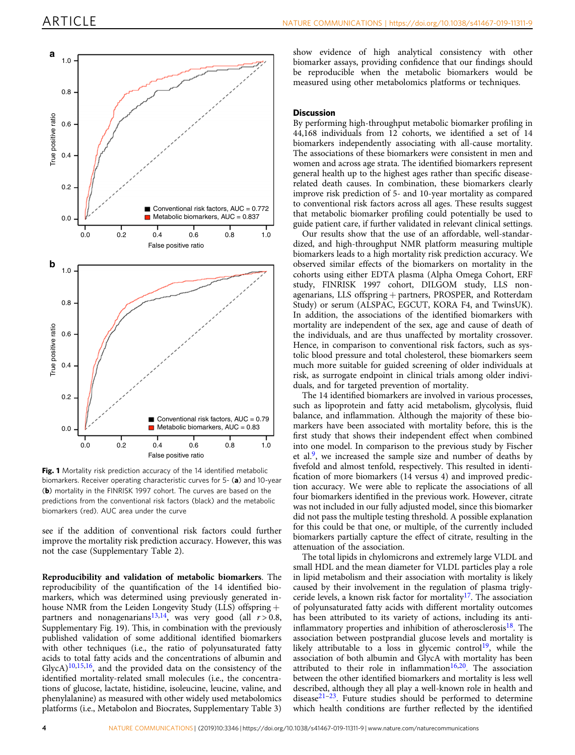a

1.0
0.8
0.6
0.4
0.2
0.0

True positive ratio

0.0 0.2 0.4 0.6 0.8 1.0

False positive ratio

Conventional risk factors, AUC = 0.772
Metabolic biomarkers, AUC = 0.837

b

1.0
0.8
0.6
0.4
0.2
0.0

True positive ratio

0.0 0.2 0.4 0.6 0.8 1.0

False positive ratio

Conventional risk factors, AUC = 0.79
Metabolic biomarkers, AUC = 0.83

**Fig. 1** Mortality risk prediction accuracy of the 14 identified metabolic biomarkers. Receiver operating characteristic curves for 5- (**a**) and 10-year (**b**) mortality in the FINRISK 1997 cohort. The curves are based on the predictions from the conventional risk factors (black) and the metabolic biomarkers (red). AUC area under the curve

see if the addition of conventional risk factors could further improve the mortality risk prediction accuracy. However, this was not the case (Supplementary Table 2).

**Reproducibility and validation of metabolic biomarkers**. The reproducibility of the quantification of the 14 identified biomarkers, which was determined using previously generated in-house NMR from the Leiden Longevity Study (LLS) offspring + partners and nonagenarians[13,14], was very good (all $r > 0.8$, Supplementary Fig. 19). This, in combination with the previously published validation of some identified biomarkers with other techniques (i.e., the ratio of polyunsaturated fatty acids to total fatty acids and the concentrations of albumin and GlycA)[10,15,16], and the provided data on the consistency of the identified mortality-related small molecules (i.e., the concentrations of glucose, lactate, histidine, isoleucine, leucine, valine, and phenylalanine) as measured with other widely used metabolomics platforms (i.e., Metabolon and Biocrates, Supplementary Table 3) show evidence of high analytical consistency with other biomarker assays, providing confidence that our findings should be reproducible when the metabolic biomarkers would be measured using other metabolomics platforms or techniques.

## Discussion

By performing high-throughput metabolic biomarker profiling in 44,168 individuals from 12 cohorts, we identified a set of 14 biomarkers independently associating with all-cause mortality. The associations of these biomarkers were consistent in men and women and across age strata. The identified biomarkers represent general health up to the highest ages rather than specific disease-related death causes. In combination, these biomarkers clearly improve risk prediction of 5- and 10-year mortality as compared to conventional risk factors across all ages. These results suggest that metabolic biomarker profiling could potentially be used to guide patient care, if further validated in relevant clinical settings.

Our results show that the use of an affordable, well-standardized, and high-throughput NMR platform measuring multiple biomarkers leads to a high mortality risk prediction accuracy. We observed similar effects of the biomarkers on mortality in the cohorts using either EDTA plasma (Alpha Omega Cohort, ERF study, FINRISK 1997 cohort, DILGOM study, LLS nonagenarians, LLS offspring + partners, PROSPER, and Rotterdam Study) or serum (ALSPAC, EGCUT, KORA F4, and TwinsUK). In addition, the associations of the identified biomarkers with mortality are independent of the sex, age and cause of death of the individuals, and are thus unaffected by mortality crossover. Hence, in comparison to conventional risk factors, such as systolic blood pressure and total cholesterol, these biomarkers seem much more suitable for guided screening of older individuals at risk, as surrogate endpoint in clinical trials among older individuals, and for targeted prevention of mortality.

The 14 identified biomarkers are involved in various processes, such as lipoprotein and fatty acid metabolism, glycolysis, fluid balance, and inflammation. Although the majority of these biomarkers have been associated with mortality before, this is the first study that shows their independent effect when combined into one model. In comparison to the previous study by Fischer et al.[9], we increased the sample size and number of deaths by fivefold and almost tenfold, respectively. This resulted in identification of more biomarkers (14 versus 4) and improved prediction accuracy. We were able to replicate the associations of all four biomarkers identified in the previous work. However, citrate was not included in our fully adjusted model, since this biomarker did not pass the multiple testing threshold. A possible explanation for this could be that one, or multiple, of the currently included biomarkers partially capture the effect of citrate, resulting in the attenuation of the association.

The total lipids in chylomicrons and extremely large VLDL and small HDL and the mean diameter for VLDL particles play a role in lipid metabolism and their association with mortality is likely caused by their involvement in the regulation of plasma triglyceride levels, a known risk factor for mortality[17]. The association of polyunsaturated fatty acids with different mortality outcomes has been attributed to its variety of actions, including its anti-inflammatory properties and inhibition of atherosclerosis[18]. The association between postprandial glucose levels and mortality is likely attributable to a loss in glycemic control[19], while the association of both albumin and GlycA with mortality has been attributed to their role in inflammation[16,20]. The association between the other identified biomarkers and mortality is less well described, although they all play a well-known role in health and disease[21–23]. Future studies should be performed to determine which health conditions are further reflected by the identified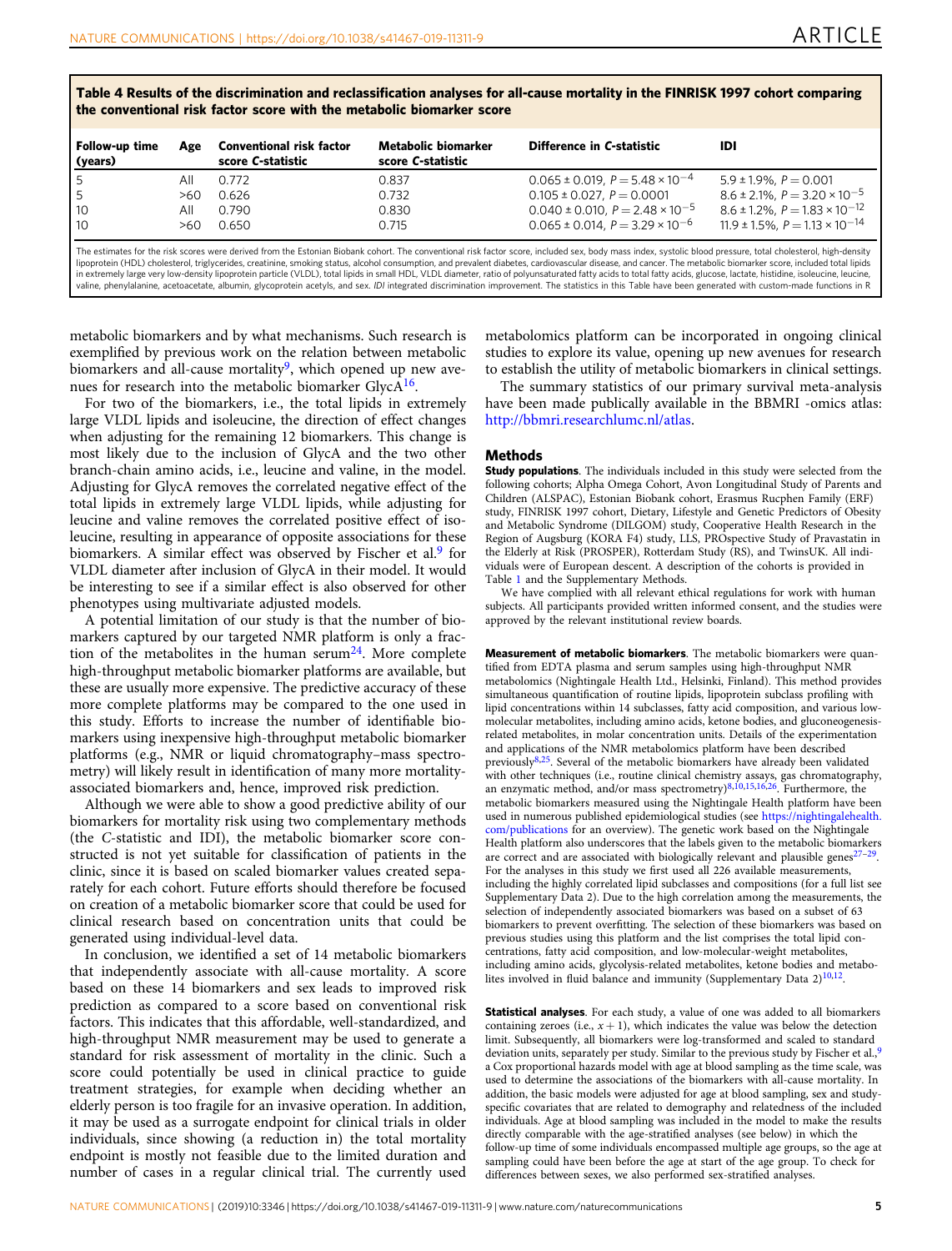**Table 4 Results of the discrimination and reclassification analyses for all-cause mortality in the FINRISK 1997 cohort comparing the conventional risk factor score with the metabolic biomarker score**

| Follow-up time (years) | Age | Conventional risk factor score *C*-statistic | Metabolic biomarker score *C*-statistic | Difference in *C*-statistic | IDI |
|---|---|---|---|---|---|
| 5 | All | 0.772 | 0.837 | $0.065 \pm 0.019$, $P = 5.48 \times 10^{-4}$ | $5.9 \pm 1.9\%$, $P = 0.001$ |
| 5 | >60 | 0.626 | 0.732 | $0.105 \pm 0.027$, $P = 0.0001$ | $8.6 \pm 2.1\%$, $P = 3.20 \times 10^{-5}$ |
| 10 | All | 0.790 | 0.830 | $0.040 \pm 0.010$, $P = 2.48 \times 10^{-5}$ | $8.6 \pm 1.2\%$, $P = 1.83 \times 10^{-12}$ |
| 10 | >60 | 0.650 | 0.715 | $0.065 \pm 0.014$, $P = 3.29 \times 10^{-6}$ | $11.9 \pm 1.5\%$, $P = 1.13 \times 10^{-14}$ |

The estimates for the risk scores were derived from the Estonian Biobank cohort. The conventional risk factor score, included sex, body mass index, systolic blood pressure, total cholesterol, high-density lipoprotein (HDL) cholesterol, triglycerides, creatinine, smoking status, alcohol consumption, and prevalent diabetes, cardiovascular disease, and cancer. The metabolic biomarker score, included total lipids in extremely large very low-density lipoprotein particle (VLDL), total lipids in small HDL, VLDL diameter, ratio of polyunsaturated fatty acids to total fatty acids, glucose, lactate, histidine, isoleucine, leucine, valine, phenylalanine, acetoacetate, albumin, glycoprotein acetyls, and sex. *IDI* integrated discrimination improvement. The statistics in this Table have been generated with custom-made functions in R

metabolic biomarkers and by what mechanisms. Such research is exemplified by previous work on the relation between metabolic biomarkers and all-cause mortality[9], which opened up new avenues for research into the metabolic biomarker GlycA[16].

For two of the biomarkers, i.e., the total lipids in extremely large VLDL lipids and isoleucine, the direction of effect changes when adjusting for the remaining 12 biomarkers. This change is most likely due to the inclusion of GlycA and the two other branch-chain amino acids, i.e., leucine and valine, in the model. Adjusting for GlycA removes the correlated negative effect of the total lipids in extremely large VLDL lipids, while adjusting for leucine and valine removes the correlated positive effect of isoleucine, resulting in appearance of opposite associations for these biomarkers. A similar effect was observed by Fischer et al.[9] for VLDL diameter after inclusion of GlycA in their model. It would be interesting to see if a similar effect is also observed for other phenotypes using multivariate adjusted models.

A potential limitation of our study is that the number of biomarkers captured by our targeted NMR platform is only a fraction of the metabolites in the human serum[24]. More complete high-throughput metabolic biomarker platforms are available, but these are usually more expensive. The predictive accuracy of these more complete platforms may be compared to the one used in this study. Efforts to increase the number of identifiable biomarkers using inexpensive high-throughput metabolic biomarker platforms (e.g., NMR or liquid chromatography–mass spectrometry) will likely result in identification of many more mortality-associated biomarkers and, hence, improved risk prediction.

Although we were able to show a good predictive ability of our biomarkers for mortality risk using two complementary methods (the *C*-statistic and IDI), the metabolic biomarker score constructed is not yet suitable for classification of patients in the clinic, since it is based on scaled biomarker values created separately for each cohort. Future efforts should therefore be focused on creation of a metabolic biomarker score that could be used for clinical research based on concentration units that could be generated using individual-level data.

In conclusion, we identified a set of 14 metabolic biomarkers that independently associate with all-cause mortality. A score based on these 14 biomarkers and sex leads to improved risk prediction as compared to a score based on conventional risk factors. This indicates that this affordable, well-standardized, and high-throughput NMR measurement may be used to generate a standard for risk assessment of mortality in the clinic. Such a score could potentially be used in clinical practice to guide treatment strategies, for example when deciding whether an elderly person is too fragile for an invasive operation. In addition, it may be used as a surrogate endpoint for clinical trials in older individuals, since showing (a reduction in) the total mortality endpoint is mostly not feasible due to the limited duration and number of cases in a regular clinical trial. The currently used metabolomics platform can be incorporated in ongoing clinical studies to explore its value, opening up new avenues for research to establish the utility of metabolic biomarkers in clinical settings.

The summary statistics of our primary survival meta-analysis have been made publically available in the BBMRI -omics atlas: http://bbmri.researchlumc.nl/atlas.

## Methods

**Study populations**. The individuals included in this study were selected from the following cohorts; Alpha Omega Cohort, Avon Longitudinal Study of Parents and Children (ALSPAC), Estonian Biobank cohort, Erasmus Rucphen Family (ERF) study, FINRISK 1997 cohort, Dietary, Lifestyle and Genetic Predictors of Obesity and Metabolic Syndrome (DILGOM) study, Cooperative Health Research in the Region of Augsburg (KORA F4) study, LLS, PROspective Study of Pravastatin in the Elderly at Risk (PROSPER), Rotterdam Study (RS), and TwinsUK. All individuals were of European descent. A description of the cohorts is provided in Table 1 and the Supplementary Methods.

We have complied with all relevant ethical regulations for work with human subjects. All participants provided written informed consent, and the studies were approved by the relevant institutional review boards.

**Measurement of metabolic biomarkers**. The metabolic biomarkers were quantified from EDTA plasma and serum samples using high-throughput NMR metabolomics (Nightingale Health Ltd., Helsinki, Finland). This method provides simultaneous quantification of routine lipids, lipoprotein subclass profiling with lipid concentrations within 14 subclasses, fatty acid composition, and various low-molecular metabolites, including amino acids, ketone bodies, and gluconeogenesis-related metabolites, in molar concentration units. Details of the experimentation and applications of the NMR metabolomics platform have been described previously[8,25]. Several of the metabolic biomarkers have already been validated with other techniques (i.e., routine clinical chemistry assays, gas chromatography, an enzymatic method, and/or mass spectrometry)[8,10,15,16,26]. Furthermore, the metabolic biomarkers measured using the Nightingale Health platform have been used in numerous published epidemiological studies (see https://nightingalehealth.com/publications for an overview). The genetic work based on the Nightingale Health platform also underscores that the labels given to the metabolic biomarkers are correct and are associated with biologically relevant and plausible genes[27–29]. For the analyses in this study we first used all 226 available measurements, including the highly correlated lipid subclasses and compositions (for a full list see Supplementary Data 2). Due to the high correlation among the measurements, the selection of independently associated biomarkers was based on a subset of 63 biomarkers to prevent overfitting. The selection of these biomarkers was based on previous studies using this platform and the list comprises the total lipid concentrations, fatty acid composition, and low-molecular-weight metabolites, including amino acids, glycolysis-related metabolites, ketone bodies and metabolites involved in fluid balance and immunity (Supplementary Data 2)[10,12].

**Statistical analyses**. For each study, a value of one was added to all biomarkers containing zeroes (i.e., $x + 1$), which indicates the value was below the detection limit. Subsequently, all biomarkers were log-transformed and scaled to standard deviation units, separately per study. Similar to the previous study by Fischer et al.,[9] a Cox proportional hazards model with age at blood sampling as the time scale, was used to determine the associations of the biomarkers with all-cause mortality. In addition, the basic models were adjusted for age at blood sampling, sex and study-specific covariates that are related to demography and relatedness of the included individuals. Age at blood sampling was included in the model to make the results directly comparable with the age-stratified analyses (see below) in which the follow-up time of some individuals encompassed multiple age groups, so the age at sampling could have been before the age at start of the age group. To check for differences between sexes, we also performed sex-stratified analyses.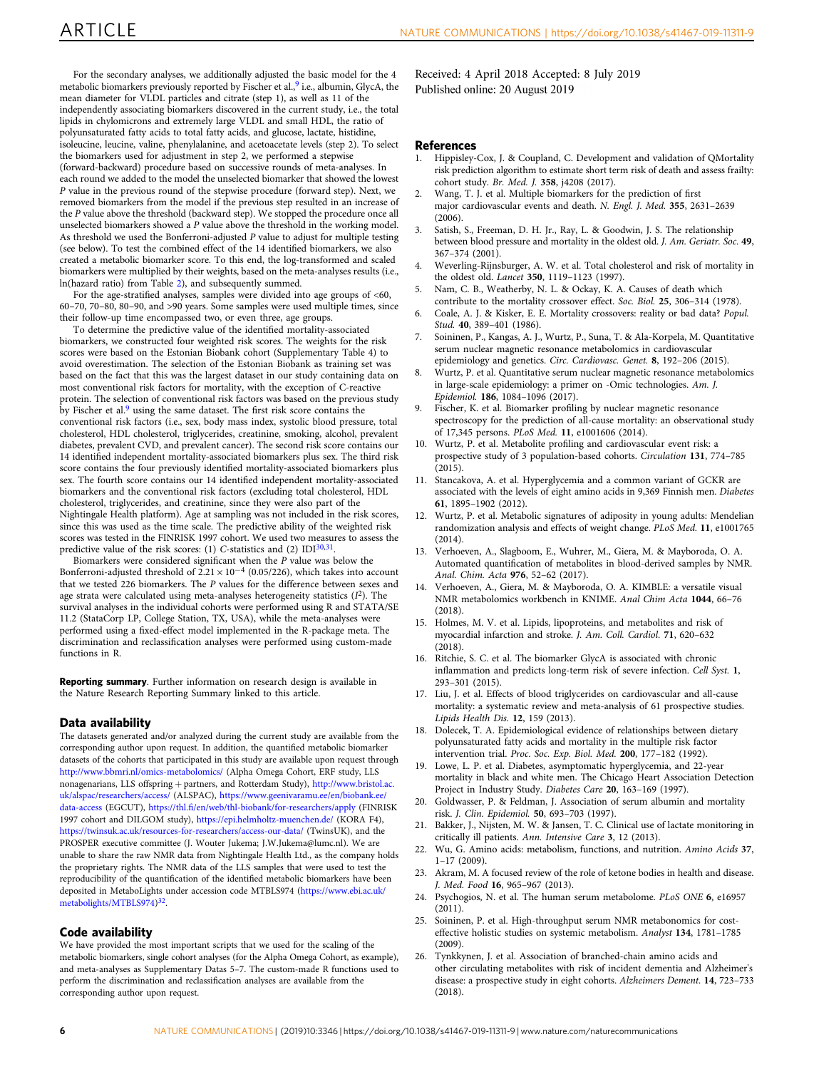For the secondary analyses, we additionally adjusted the basic model for the 4 metabolic biomarkers previously reported by Fischer et al.,[9] i.e., albumin, GlycA, the mean diameter for VLDL particles and citrate (step 1), as well as 11 of the independently associating biomarkers discovered in the current study, i.e., the total lipids in chylomicrons and extremely large VLDL and small HDL, the ratio of polyunsaturated fatty acids to total fatty acids, and glucose, lactate, histidine, isoleucine, leucine, valine, phenylalanine, and acetoacetate levels (step 2). To select the biomarkers used for adjustment in step 2, we performed a stepwise (forward-backward) procedure based on successive rounds of meta-analyses. In each round we added to the model the unselected biomarker that showed the lowest *P* value in the previous round of the stepwise procedure (forward step). Next, we removed biomarkers from the model if the previous step resulted in an increase of the *P* value above the threshold (backward step). We stopped the procedure once all unselected biomarkers showed a *P* value above the threshold in the working model. As threshold we used the Bonferroni-adjusted *P* value to adjust for multiple testing (see below). To test the combined effect of the 14 identified biomarkers, we also created a metabolic biomarker score. To this end, the log-transformed and scaled biomarkers were multiplied by their weights, based on the meta-analyses results (i.e., ln(hazard ratio) from Table 2), and subsequently summed.

For the age-stratified analyses, samples were divided into age groups of <60, 60–70, 70–80, 80–90, and >90 years. Some samples were used multiple times, since their follow-up time encompassed two, or even three, age groups.

To determine the predictive value of the identified mortality-associated biomarkers, we constructed four weighted risk scores. The weights for the risk scores were based on the Estonian Biobank cohort (Supplementary Table 4) to avoid overestimation. The selection of the Estonian Biobank as training set was based on the fact that this was the largest dataset in our study containing data on most conventional risk factors for mortality, with the exception of C-reactive protein. The selection of conventional risk factors was based on the previous study by Fischer et al.[9] using the same dataset. The first risk score contains the conventional risk factors (i.e., sex, body mass index, systolic blood pressure, total cholesterol, HDL cholesterol, triglycerides, creatinine, smoking, alcohol, prevalent diabetes, prevalent CVD, and prevalent cancer). The second risk score contains our 14 identified independent mortality-associated biomarkers plus sex. The third risk score contains the four previously identified mortality-associated biomarkers plus sex. The fourth score contains our 14 identified independent mortality-associated biomarkers and the conventional risk factors (excluding total cholesterol, HDL cholesterol, triglycerides, and creatinine, since they were also part of the Nightingale Health platform). Age at sampling was not included in the risk scores, since this was used as the time scale. The predictive ability of the weighted risk scores was tested in the FINRISK 1997 cohort. We used two measures to assess the predictive value of the risk scores: (1) *C*-statistics and (2) IDI[30,31].

Biomarkers were considered significant when the *P* value was below the Bonferroni-adjusted threshold of $2.21 \times 10^{-4}$ (0.05/226), which takes into account that we tested 226 biomarkers. The *P* values for the difference between sexes and age strata were calculated using meta-analyses heterogeneity statistics ($I^2$). The survival analyses in the individual cohorts were performed using R and STATA/SE 11.2 (StataCorp LP, College Station, TX, USA), while the meta-analyses were performed using a fixed-effect model implemented in the R-package meta. The discrimination and reclassification analyses were performed using custom-made functions in R.

**Reporting summary**. Further information on research design is available in the Nature Research Reporting Summary linked to this article.

## Data availability

The datasets generated and/or analyzed during the current study are available from the corresponding author upon request. In addition, the quantified metabolic biomarker datasets of the cohorts that participated in this study are available upon request through http://www.bbmri.nl/omics-metabolomics/ (Alpha Omega Cohort, ERF study, LLS nonagenarians, LLS offspring + partners, and Rotterdam Study), http://www.bristol.ac.uk/alspac/researchers/access/ (ALSPAC), https://www.geenivaramu.ee/en/biobank.ee/data-access (EGCUT), https://thl.fi/en/web/thl-biobank/for-researchers/apply (FINRISK 1997 cohort and DILGOM study), https://epi.helmholtz-muenchen.de/ (KORA F4), https://twinsuk.ac.uk/resources-for-researchers/access-our-data/ (TwinsUK), and the PROSPER executive committee (J. Wouter Jukema; J.W.Jukema@lumc.nl). We are unable to share the raw NMR data from Nightingale Health Ltd., as the company holds the proprietary rights. The NMR data of the LLS samples that were used to test the reproducibility of the quantification of the identified metabolic biomarkers have been deposited in MetaboLights under accession code MTBLS974 (https://www.ebi.ac.uk/metabolights/MTBLS974)[32].

## Code availability

We have provided the most important scripts that we used for the scaling of the metabolic biomarkers, single cohort analyses (for the Alpha Omega Cohort, as example), and meta-analyses as Supplementary Datas 5–7. The custom-made R functions used to perform the discrimination and reclassification analyses are available from the corresponding author upon request.

Received: 4 April 2018 Accepted: 8 July 2019
Published online: 20 August 2019

## References

1. Hippisley-Cox, J. & Coupland, C. Development and validation of QMortality risk prediction algorithm to estimate short term risk of death and assess frailty: cohort study. *Br. Med. J.* **358**, j4208 (2017).
2. Wang, T. J. et al. Multiple biomarkers for the prediction of first major cardiovascular events and death. *N. Engl. J. Med.* **355**, 2631–2639 (2006).
3. Satish, S., Freeman, D. H. Jr., Ray, L. & Goodwin, J. S. The relationship between blood pressure and mortality in the oldest old. *J. Am. Geriatr. Soc.* **49**, 367–374 (2001).
4. Weverling-Rijnsburger, A. W. et al. Total cholesterol and risk of mortality in the oldest old. *Lancet* **350**, 1119–1123 (1997).
5. Nam, C. B., Weatherby, N. L. & Ockay, K. A. Causes of death which contribute to the mortality crossover effect. *Soc. Biol.* **25**, 306–314 (1978).
6. Coale, A. J. & Kisker, E. E. Mortality crossovers: reality or bad data? *Popul. Stud.* **40**, 389–401 (1986).
7. Soininen, P., Kangas, A. J., Wurtz, P., Suna, T. & Ala-Korpela, M. Quantitative serum nuclear magnetic resonance metabolomics in cardiovascular epidemiology and genetics. *Circ. Cardiovasc. Genet.* **8**, 192–206 (2015).
8. Wurtz, P. et al. Quantitative serum nuclear magnetic resonance metabolomics in large-scale epidemiology: a primer on -Omic technologies. *Am. J. Epidemiol.* **186**, 1084–1096 (2017).
9. Fischer, K. et al. Biomarker profiling by nuclear magnetic resonance spectroscopy for the prediction of all-cause mortality: an observational study of 17,345 persons. *PLoS Med.* **11**, e1001606 (2014).
10. Wurtz, P. et al. Metabolite profiling and cardiovascular event risk: a prospective study of 3 population-based cohorts. *Circulation* **131**, 774–785 (2015).
11. Stancakova, A. et al. Hyperglycemia and a common variant of GCKR are associated with the levels of eight amino acids in 9,369 Finnish men. *Diabetes* **61**, 1895–1902 (2012).
12. Wurtz, P. et al. Metabolic signatures of adiposity in young adults: Mendelian randomization analysis and effects of weight change. *PLoS Med.* **11**, e1001765 (2014).
13. Verhoeven, A., Slagboom, E., Wuhrer, M., Giera, M. & Mayboroda, O. A. Automated quantification of metabolites in blood-derived samples by NMR. *Anal. Chim. Acta* **976**, 52–62 (2017).
14. Verhoeven, A., Giera, M. & Mayboroda, O. A. KIMBLE: a versatile visual NMR metabolomics workbench in KNIME. *Anal Chim Acta* **1044**, 66–76 (2018).
15. Holmes, M. V. et al. Lipids, lipoproteins, and metabolites and risk of myocardial infarction and stroke. *J. Am. Coll. Cardiol.* **71**, 620–632 (2018).
16. Ritchie, S. C. et al. The biomarker GlycA is associated with chronic inflammation and predicts long-term risk of severe infection. *Cell Syst.* **1**, 293–301 (2015).
17. Liu, J. et al. Effects of blood triglycerides on cardiovascular and all-cause mortality: a systematic review and meta-analysis of 61 prospective studies. *Lipids Health Dis.* **12**, 159 (2013).
18. Dolecek, T. A. Epidemiological evidence of relationships between dietary polyunsaturated fatty acids and mortality in the multiple risk factor intervention trial. *Proc. Soc. Exp. Biol. Med.* **200**, 177–182 (1992).
19. Lowe, L. P. et al. Diabetes, asymptomatic hyperglycemia, and 22-year mortality in black and white men. The Chicago Heart Association Detection Project in Industry Study. *Diabetes Care* **20**, 163–169 (1997).
20. Goldwasser, P. & Feldman, J. Association of serum albumin and mortality risk. *J. Clin. Epidemiol.* **50**, 693–703 (1997).
21. Bakker, J., Nijsten, M. W. & Jansen, T. C. Clinical use of lactate monitoring in critically ill patients. *Ann. Intensive Care* **3**, 12 (2013).
22. Wu, G. Amino acids: metabolism, functions, and nutrition. *Amino Acids* **37**, 1–17 (2009).
23. Akram, M. A focused review of the role of ketone bodies in health and disease. *J. Med. Food* **16**, 965–967 (2013).
24. Psychogios, N. et al. The human serum metabolome. *PLoS ONE* **6**, e16957 (2011).
25. Soininen, P. et al. High-throughput serum NMR metabonomics for cost-effective holistic studies on systemic metabolism. *Analyst* **134**, 1781–1785 (2009).
26. Tynkkynen, J. et al. Association of branched-chain amino acids and other circulating metabolites with risk of incident dementia and Alzheimer's disease: a prospective study in eight cohorts. *Alzheimers Dement.* **14**, 723–733 (2018).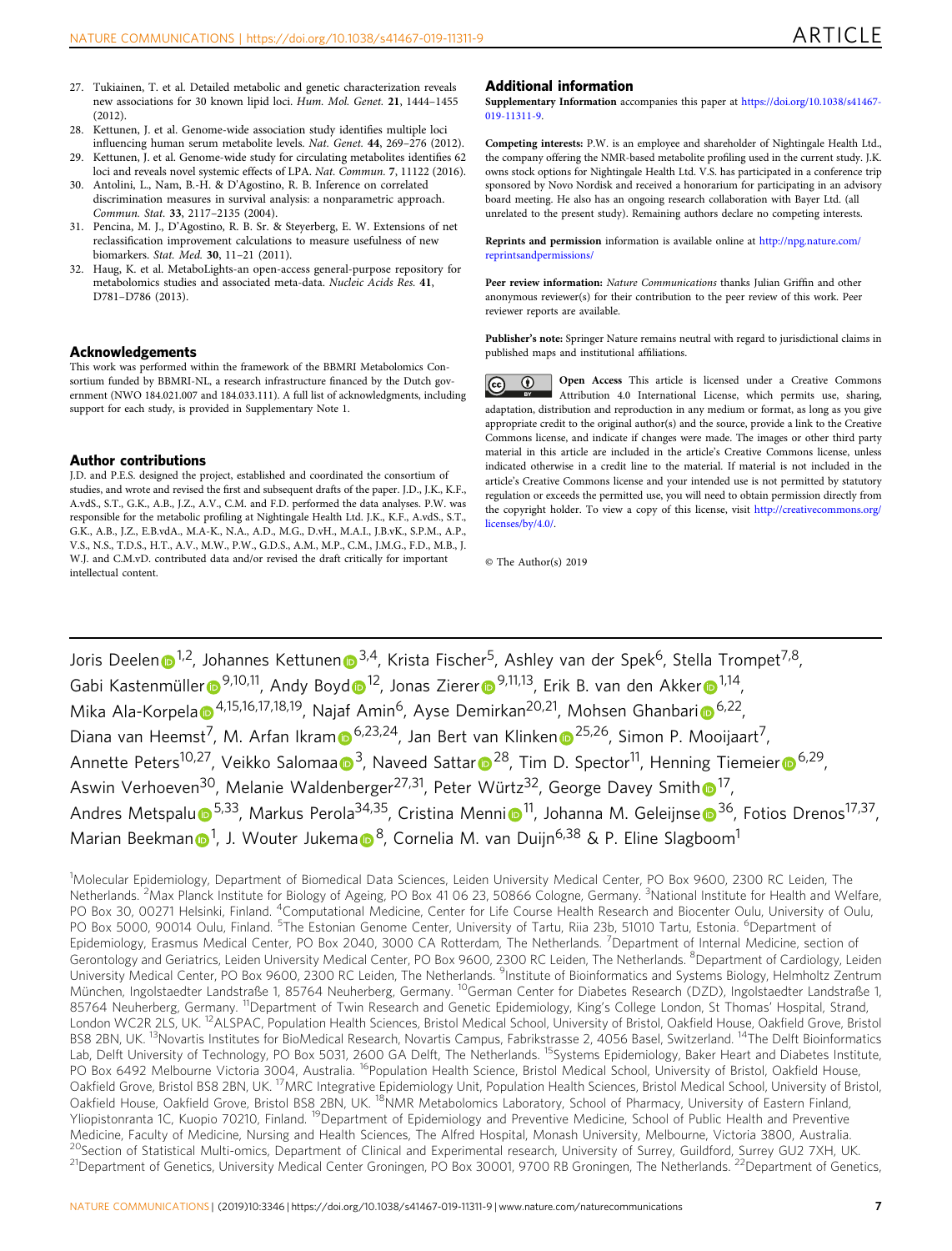27. Tukiainen, T. et al. Detailed metabolic and genetic characterization reveals new associations for 30 known lipid loci. *Hum. Mol. Genet.* **21**, 1444–1455 (2012).
28. Kettunen, J. et al. Genome-wide association study identifies multiple loci influencing human serum metabolite levels. *Nat. Genet.* **44**, 269–276 (2012).
29. Kettunen, J. et al. Genome-wide study for circulating metabolites identifies 62 loci and reveals novel systemic effects of LPA. *Nat. Commun.* **7**, 11122 (2016).
30. Antolini, L., Nam, B.-H. & D'Agostino, R. B. Inference on correlated discrimination measures in survival analysis: a nonparametric approach. *Commun. Stat.* **33**, 2117–2135 (2004).
31. Pencina, M. J., D'Agostino, R. B. Sr. & Steyerberg, E. W. Extensions of net reclassification improvement calculations to measure usefulness of new biomarkers. *Stat. Med.* **30**, 11–21 (2011).
32. Haug, K. et al. MetaboLights-an open-access general-purpose repository for metabolomics studies and associated meta-data. *Nucleic Acids Res.* **41**, D781–D786 (2013).

## Acknowledgements

This work was performed within the framework of the BBMRI Metabolomics Consortium funded by BBMRI-NL, a research infrastructure financed by the Dutch government (NWO 184.021.007 and 184.033.111). A full list of acknowledgments, including support for each study, is provided in Supplementary Note 1.

## Author contributions

J.D. and P.E.S. designed the project, established and coordinated the consortium of studies, and wrote and revised the first and subsequent drafts of the paper. J.D., J.K., K.F., A.vdS., S.T., G.K., A.B., J.Z., A.V., C.M. and F.D. performed the data analyses. P.W. was responsible for the metabolic profiling at Nightingale Health Ltd. J.K., K.F., A.vdS., S.T., G.K., A.B., J.Z., E.B.vdA., M.A-K., N.A., A.D., M.G., D.vH., M.A.I., J.B.vK., S.P.M., A.P., V.S., N.S., T.D.S., H.T., A.V., M.W., P.W., G.D.S., A.M., M.P., C.M., J.M.G., F.D., M.B., J.W.J. and C.M.vD. contributed data and/or revised the draft critically for important intellectual content.

## Additional information

**Supplementary Information** accompanies this paper at https://doi.org/10.1038/s41467-019-11311-9.

**Competing interests:** P.W. is an employee and shareholder of Nightingale Health Ltd., the company offering the NMR-based metabolite profiling used in the current study. J.K. owns stock options for Nightingale Health Ltd. V.S. has participated in a conference trip sponsored by Novo Nordisk and received a honorarium for participating in an advisory board meeting. He also has an ongoing research collaboration with Bayer Ltd. (all unrelated to the present study). Remaining authors declare no competing interests.

**Reprints and permission** information is available online at http://npg.nature.com/reprintsandpermissions/

**Peer review information:** *Nature Communications* thanks Julian Griffin and other anonymous reviewer(s) for their contribution to the peer review of this work. Peer reviewer reports are available.

**Publisher's note:** Springer Nature remains neutral with regard to jurisdictional claims in published maps and institutional affiliations.

**Open Access** This article is licensed under a Creative Commons Attribution 4.0 International License, which permits use, sharing, adaptation, distribution and reproduction in any medium or format, as long as you give appropriate credit to the original author(s) and the source, provide a link to the Creative Commons license, and indicate if changes were made. The images or other third party material in this article are included in the article's Creative Commons license, unless indicated otherwise in a credit line to the material. If material is not included in the article's Creative Commons license and your intended use is not permitted by statutory regulation or exceeds the permitted use, you will need to obtain permission directly from the copyright holder. To view a copy of this license, visit http://creativecommons.org/licenses/by/4.0/.

© The Author(s) 2019

Joris Deelen[1,2], Johannes Kettunen[3,4], Krista Fischer[5], Ashley van der Spek[6], Stella Trompet[7,8], Gabi Kastenmüller[9,10,11], Andy Boyd[12], Jonas Zierer[9,11,13], Erik B. van den Akker[1,14], Mika Ala-Korpela[4,15,16,17,18,19], Najaf Amin[6], Ayse Demirkan[20,21], Mohsen Ghanbari[6,22], Diana van Heemst[7], M. Arfan Ikram[6,23,24], Jan Bert van Klinken[25,26], Simon P. Mooijaart[7], Annette Peters[10,27], Veikko Salomaa[3], Naveed Sattar[28], Tim D. Spector[11], Henning Tiemeier[6,29], Aswin Verhoeven[30], Melanie Waldenberger[27,31], Peter Würtz[32], George Davey Smith[17], Andres Metspalu[5,33], Markus Perola[34,35], Cristina Menni[11], Johanna M. Geleijnse[36], Fotios Drenos[17,37], Marian Beekman[1], J. Wouter Jukema[8], Cornelia M. van Duijn[6,38] & P. Eline Slagboom[1]

[1]Molecular Epidemiology, Department of Biomedical Data Sciences, Leiden University Medical Center, PO Box 9600, 2300 RC Leiden, The Netherlands. [2]Max Planck Institute for Biology of Ageing, PO Box 41 06 23, 50866 Cologne, Germany. [3]National Institute for Health and Welfare, PO Box 30, 00271 Helsinki, Finland. [4]Computational Medicine, Center for Life Course Health Research and Biocenter Oulu, University of Oulu, PO Box 5000, 90014 Oulu, Finland. [5]The Estonian Genome Center, University of Tartu, Riia 23b, 51010 Tartu, Estonia. [6]Department of Epidemiology, Erasmus Medical Center, PO Box 2040, 3000 CA Rotterdam, The Netherlands. [7]Department of Internal Medicine, section of Gerontology and Geriatrics, Leiden University Medical Center, PO Box 9600, 2300 RC Leiden, The Netherlands. [8]Department of Cardiology, Leiden University Medical Center, PO Box 9600, 2300 RC Leiden, The Netherlands. [9]Institute of Bioinformatics and Systems Biology, Helmholtz Zentrum München, Ingolstaedter Landstraße 1, 85764 Neuherberg, Germany. [10]German Center for Diabetes Research (DZD), Ingolstaedter Landstraße 1, 85764 Neuherberg, Germany. [11]Department of Twin Research and Genetic Epidemiology, King's College London, St Thomas' Hospital, Strand, London WC2R 2LS, UK. [12]ALSPAC, Population Health Sciences, Bristol Medical School, University of Bristol, Oakfield House, Oakfield Grove, Bristol BS8 2BN, UK. [13]Novartis Institutes for BioMedical Research, Novartis Campus, Fabrikstrasse 2, 4056 Basel, Switzerland. [14]The Delft Bioinformatics Lab, Delft University of Technology, PO Box 5031, 2600 GA Delft, The Netherlands. [15]Systems Epidemiology, Baker Heart and Diabetes Institute, PO Box 6492 Melbourne Victoria 3004, Australia. [16]Population Health Science, Bristol Medical School, University of Bristol, Oakfield House, Oakfield Grove, Bristol BS8 2BN, UK. [17]MRC Integrative Epidemiology Unit, Population Health Sciences, Bristol Medical School, University of Bristol, Oakfield House, Oakfield Grove, Bristol BS8 2BN, UK. [18]NMR Metabolomics Laboratory, School of Pharmacy, University of Eastern Finland, Yliopistonranta 1C, Kuopio 70210, Finland. [19]Department of Epidemiology and Preventive Medicine, School of Public Health and Preventive Medicine, Faculty of Medicine, Nursing and Health Sciences, The Alfred Hospital, Monash University, Melbourne, Victoria 3800, Australia. [20]Section of Statistical Multi-omics, Department of Clinical and Experimental research, University of Surrey, Guildford, Surrey GU2 7XH, UK. [21]Department of Genetics, University Medical Center Groningen, PO Box 30001, 9700 RB Groningen, The Netherlands. [22]Department of Genetics,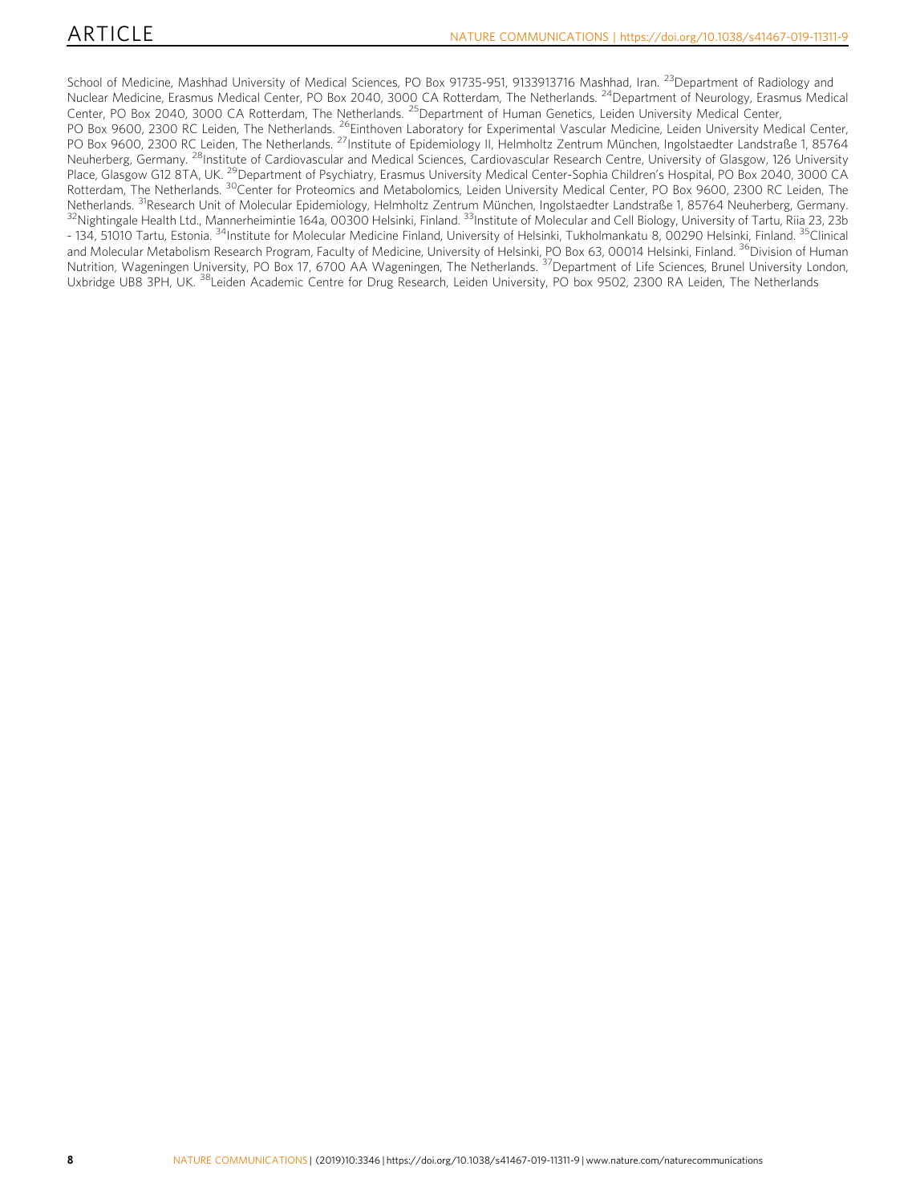School of Medicine, Mashhad University of Medical Sciences, PO Box 91735-951, 9133913716 Mashhad, Iran. [23]Department of Radiology and Nuclear Medicine, Erasmus Medical Center, PO Box 2040, 3000 CA Rotterdam, The Netherlands. [24]Department of Neurology, Erasmus Medical Center, PO Box 2040, 3000 CA Rotterdam, The Netherlands. [25]Department of Human Genetics, Leiden University Medical Center, PO Box 9600, 2300 RC Leiden, The Netherlands. [26]Einthoven Laboratory for Experimental Vascular Medicine, Leiden University Medical Center, PO Box 9600, 2300 RC Leiden, The Netherlands. [27]Institute of Epidemiology II, Helmholtz Zentrum München, Ingolstaedter Landstraße 1, 85764 Neuherberg, Germany. [28]Institute of Cardiovascular and Medical Sciences, Cardiovascular Research Centre, University of Glasgow, 126 University Place, Glasgow G12 8TA, UK. [29]Department of Psychiatry, Erasmus University Medical Center-Sophia Children's Hospital, PO Box 2040, 3000 CA Rotterdam, The Netherlands. [30]Center for Proteomics and Metabolomics, Leiden University Medical Center, PO Box 9600, 2300 RC Leiden, The Netherlands. [31]Research Unit of Molecular Epidemiology, Helmholtz Zentrum München, Ingolstaedter Landstraße 1, 85764 Neuherberg, Germany. [32]Nightingale Health Ltd., Mannerheimintie 164a, 00300 Helsinki, Finland. [33]Institute of Molecular and Cell Biology, University of Tartu, Riia 23, 23b - 134, 51010 Tartu, Estonia. [34]Institute for Molecular Medicine Finland, University of Helsinki, Tukholmankatu 8, 00290 Helsinki, Finland. [35]Clinical and Molecular Metabolism Research Program, Faculty of Medicine, University of Helsinki, PO Box 63, 00014 Helsinki, Finland. [36]Division of Human Nutrition, Wageningen University, PO Box 17, 6700 AA Wageningen, The Netherlands. [37]Department of Life Sciences, Brunel University London, Uxbridge UB8 3PH, UK. [38]Leiden Academic Centre for Drug Research, Leiden University, PO box 9502, 2300 RA Leiden, The Netherlands